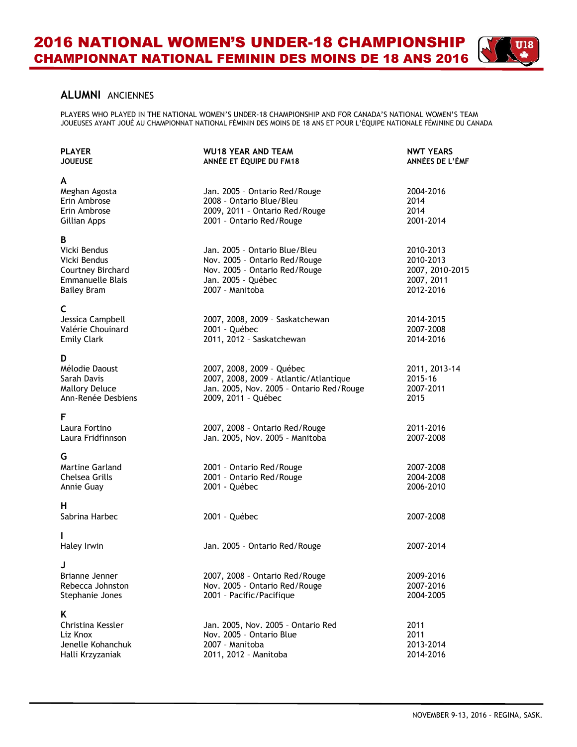# 2016 NATIONAL WOMEN'S UNDER-18 CHAMPIONSHIP
# CHAMPIONNAT NATIONAL FEMININ DES MOINS DE 18 ANS 2016

## ALUMNI ANCIENNES

PLAYERS WHO PLAYED IN THE NATIONAL WOMEN'S UNDER-18 CHAMPIONSHIP AND FOR CANADA'S NATIONAL WOMEN'S TEAM
JOUEUSES AYANT JOUÉ AU CHAMPIONNAT NATIONAL FÉMININ DES MOINS DE 18 ANS ET POUR L'ÉQUIPE NATIONALE FÉMININE DU CANADA

| PLAYER<br>JOUEUSE | WU18 YEAR AND TEAM<br>ANNÉE ET ÉQUIPE DU FM18 | NWT YEARS<br>ANNÉES DE L'ÉMF |
|---|---|---|
| **A** | | |
| Meghan Agosta | Jan. 2005 – Ontario Red/Rouge | 2004-2016 |
| Erin Ambrose | 2008 – Ontario Blue/Bleu | 2014 |
| Erin Ambrose | 2009, 2011 – Ontario Red/Rouge | 2014 |
| Gillian Apps | 2001 – Ontario Red/Rouge | 2001-2014 |
| **B** | | |
| Vicki Bendus | Jan. 2005 – Ontario Blue/Bleu | 2010-2013 |
| Vicki Bendus | Nov. 2005 – Ontario Red/Rouge | 2010-2013 |
| Courtney Birchard | Nov. 2005 – Ontario Red/Rouge | 2007, 2010-2015 |
| Emmanuelle Blais | Jan. 2005 - Québec | 2007, 2011 |
| Bailey Bram | 2007 – Manitoba | 2012-2016 |
| **C** | | |
| Jessica Campbell | 2007, 2008, 2009 – Saskatchewan | 2014-2015 |
| Valérie Chouinard | 2001 - Québec | 2007-2008 |
| Emily Clark | 2011, 2012 – Saskatchewan | 2014-2016 |
| **D** | | |
| Mélodie Daoust | 2007, 2008, 2009 – Québec | 2011, 2013-14 |
| Sarah Davis | 2007, 2008, 2009 – Atlantic/Atlantique | 2015-16 |
| Mallory Deluce | Jan. 2005, Nov. 2005 – Ontario Red/Rouge | 2007-2011 |
| Ann-Renée Desbiens | 2009, 2011 – Québec | 2015 |
| **F** | | |
| Laura Fortino | 2007, 2008 – Ontario Red/Rouge | 2011-2016 |
| Laura Fridfinnson | Jan. 2005, Nov. 2005 – Manitoba | 2007-2008 |
| **G** | | |
| Martine Garland | 2001 – Ontario Red/Rouge | 2007-2008 |
| Chelsea Grills | 2001 – Ontario Red/Rouge | 2004-2008 |
| Annie Guay | 2001 - Québec | 2006-2010 |
| **H** | | |
| Sabrina Harbec | 2001 – Québec | 2007-2008 |
| **I** | | |
| Haley Irwin | Jan. 2005 – Ontario Red/Rouge | 2007-2014 |
| **J** | | |
| Brianne Jenner | 2007, 2008 – Ontario Red/Rouge | 2009-2016 |
| Rebecca Johnston | Nov. 2005 – Ontario Red/Rouge | 2007-2016 |
| Stephanie Jones | 2001 – Pacific/Pacifique | 2004-2005 |
| **K** | | |
| Christina Kessler | Jan. 2005, Nov. 2005 – Ontario Red | 2011 |
| Liz Knox | Nov. 2005 – Ontario Blue | 2011 |
| Jenelle Kohanchuk | 2007 – Manitoba | 2013-2014 |
| Halli Krzyzaniak | 2011, 2012 – Manitoba | 2014-2016 |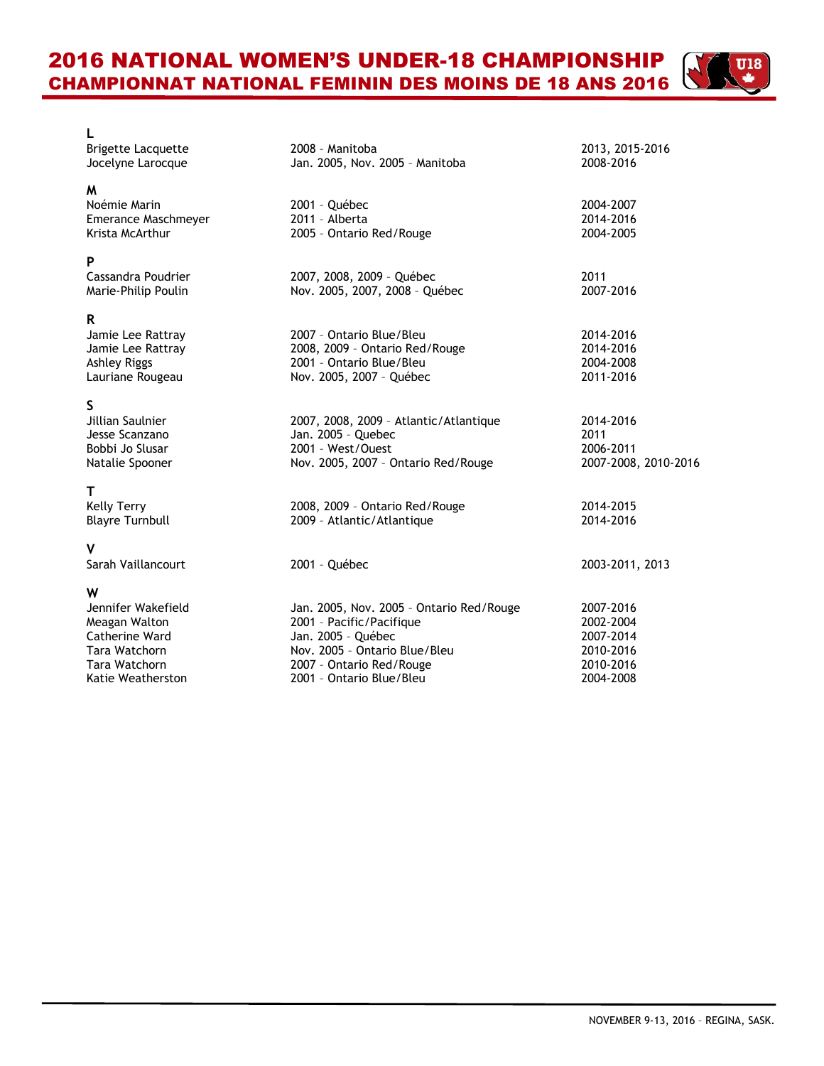**L**

| | | |
|---|---|---|
| Brigette Lacquette | 2008 – Manitoba | 2013, 2015-2016 |
| Jocelyne Larocque | Jan. 2005, Nov. 2005 – Manitoba | 2008-2016 |

**M**

| | | |
|---|---|---|
| Noémie Marin | 2001 – Québec | 2004-2007 |
| Emerance Maschmeyer | 2011 – Alberta | 2014-2016 |
| Krista McArthur | 2005 – Ontario Red/Rouge | 2004-2005 |

**P**

| | | |
|---|---|---|
| Cassandra Poudrier | 2007, 2008, 2009 – Québec | 2011 |
| Marie-Philip Poulin | Nov. 2005, 2007, 2008 – Québec | 2007-2016 |

**R**

| | | |
|---|---|---|
| Jamie Lee Rattray | 2007 – Ontario Blue/Bleu | 2014-2016 |
| Jamie Lee Rattray | 2008, 2009 – Ontario Red/Rouge | 2014-2016 |
| Ashley Riggs | 2001 – Ontario Blue/Bleu | 2004-2008 |
| Lauriane Rougeau | Nov. 2005, 2007 – Québec | 2011-2016 |

**S**

| | | |
|---|---|---|
| Jillian Saulnier | 2007, 2008, 2009 – Atlantic/Atlantique | 2014-2016 |
| Jesse Scanzano | Jan. 2005 – Quebec | 2011 |
| Bobbi Jo Slusar | 2001 – West/Ouest | 2006-2011 |
| Natalie Spooner | Nov. 2005, 2007 – Ontario Red/Rouge | 2007-2008, 2010-2016 |

**T**

| | | |
|---|---|---|
| Kelly Terry | 2008, 2009 – Ontario Red/Rouge | 2014-2015 |
| Blayre Turnbull | 2009 – Atlantic/Atlantique | 2014-2016 |

**V**

| | | |
|---|---|---|
| Sarah Vaillancourt | 2001 – Québec | 2003-2011, 2013 |

**W**

| | | |
|---|---|---|
| Jennifer Wakefield | Jan. 2005, Nov. 2005 – Ontario Red/Rouge | 2007-2016 |
| Meagan Walton | 2001 – Pacific/Pacifique | 2002-2004 |
| Catherine Ward | Jan. 2005 – Québec | 2007-2014 |
| Tara Watchorn | Nov. 2005 – Ontario Blue/Bleu | 2010-2016 |
| Tara Watchorn | 2007 – Ontario Red/Rouge | 2010-2016 |
| Katie Weatherston | 2001 – Ontario Blue/Bleu | 2004-2008 |